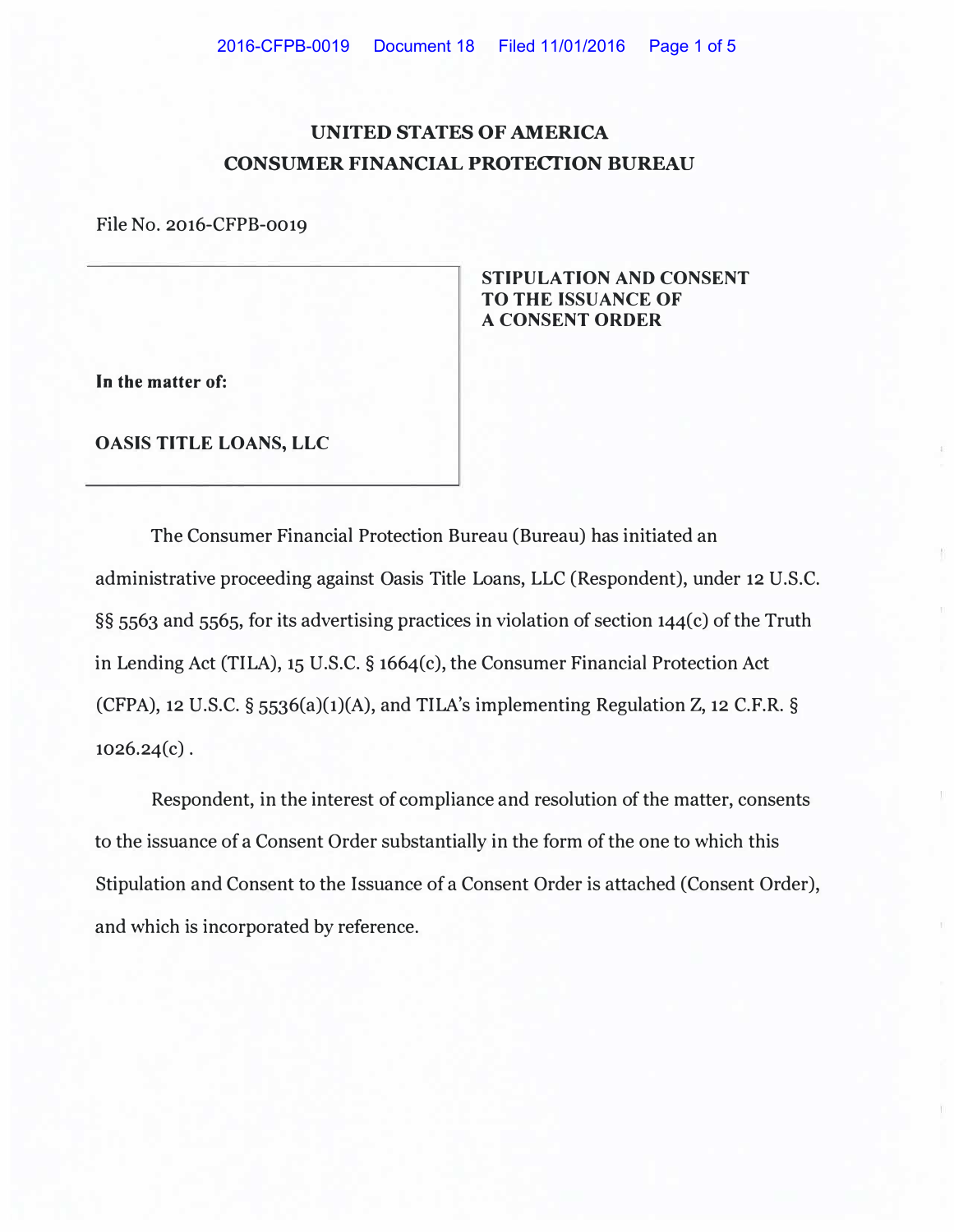# UNITED STATES OF AMERICA
# CONSUMER FINANCIAL PROTECTION BUREAU

File No. 2016-CFPB-0019

**In the matter of:**

**OASIS TITLE LOANS, LLC**

**STIPULATION AND CONSENT TO THE ISSUANCE OF A CONSENT ORDER**

The Consumer Financial Protection Bureau (Bureau) has initiated an administrative proceeding against Oasis Title Loans, LLC (Respondent), under 12 U.S.C. §§ 5563 and 5565, for its advertising practices in violation of section 144(c) of the Truth in Lending Act (TILA), 15 U.S.C. § 1664(c), the Consumer Financial Protection Act (CFPA), 12 U.S.C. § 5536(a)(1)(A), and TILA's implementing Regulation Z, 12 C.F.R. § 1026.24(c).

Respondent, in the interest of compliance and resolution of the matter, consents to the issuance of a Consent Order substantially in the form of the one to which this Stipulation and Consent to the Issuance of a Consent Order is attached (Consent Order), and which is incorporated by reference.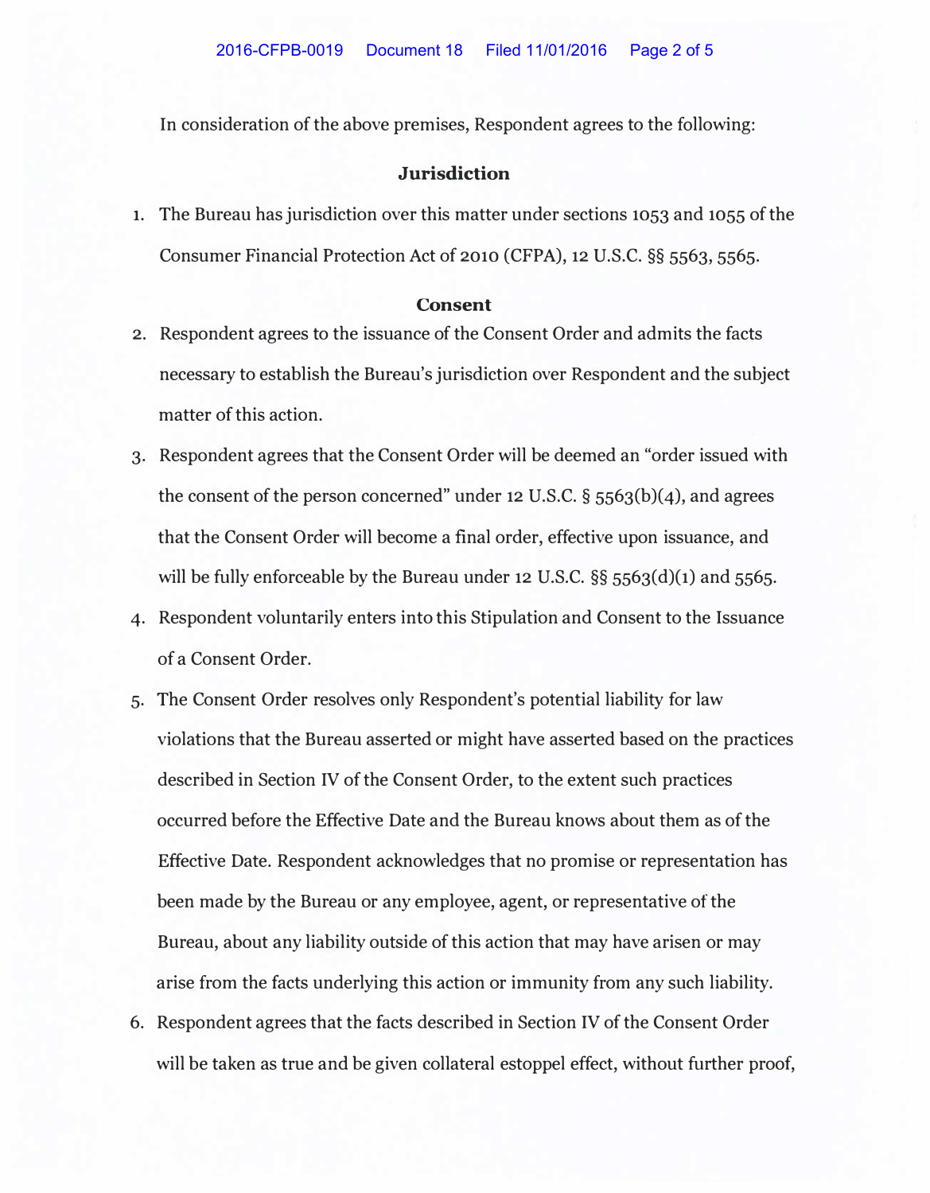In consideration of the above premises, Respondent agrees to the following:

## Jurisdiction

1. The Bureau has jurisdiction over this matter under sections 1053 and 1055 of the Consumer Financial Protection Act of 2010 (CFPA), 12 U.S.C. §§ 5563, 5565.

## Consent

2. Respondent agrees to the issuance of the Consent Order and admits the facts necessary to establish the Bureau's jurisdiction over Respondent and the subject matter of this action.
3. Respondent agrees that the Consent Order will be deemed an "order issued with the consent of the person concerned" under 12 U.S.C. § 5563(b)(4), and agrees that the Consent Order will become a final order, effective upon issuance, and will be fully enforceable by the Bureau under 12 U.S.C. §§ 5563(d)(1) and 5565.
4. Respondent voluntarily enters into this Stipulation and Consent to the Issuance of a Consent Order.
5. The Consent Order resolves only Respondent's potential liability for law violations that the Bureau asserted or might have asserted based on the practices described in Section IV of the Consent Order, to the extent such practices occurred before the Effective Date and the Bureau knows about them as of the Effective Date. Respondent acknowledges that no promise or representation has been made by the Bureau or any employee, agent, or representative of the Bureau, about any liability outside of this action that may have arisen or may arise from the facts underlying this action or immunity from any such liability.
6. Respondent agrees that the facts described in Section IV of the Consent Order will be taken as true and be given collateral estoppel effect, without further proof,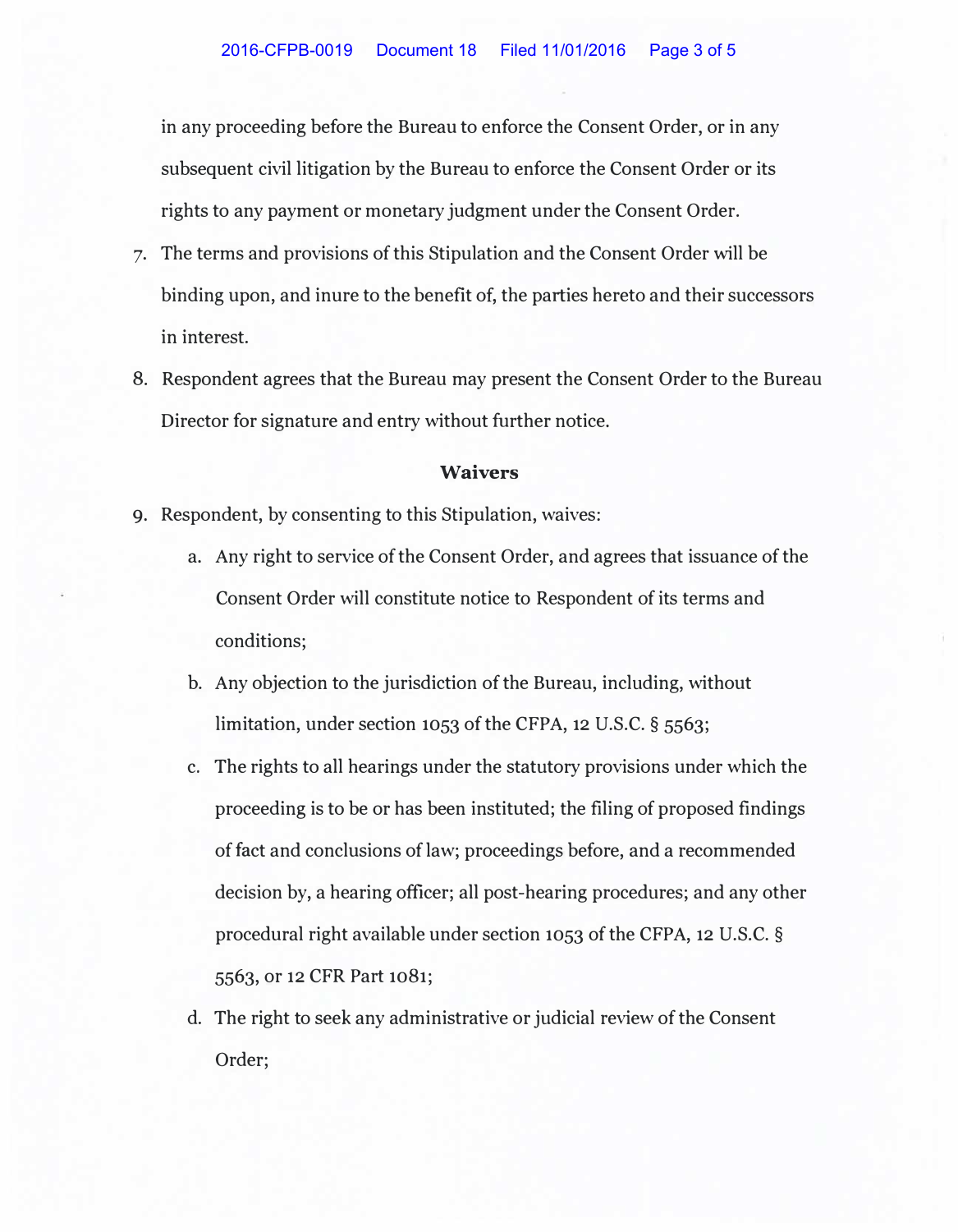in any proceeding before the Bureau to enforce the Consent Order, or in any subsequent civil litigation by the Bureau to enforce the Consent Order or its rights to any payment or monetary judgment under the Consent Order.

7. The terms and provisions of this Stipulation and the Consent Order will be binding upon, and inure to the benefit of, the parties hereto and their successors in interest.
8. Respondent agrees that the Bureau may present the Consent Order to the Bureau Director for signature and entry without further notice.

### Waivers

9. Respondent, by consenting to this Stipulation, waives:
    a. Any right to service of the Consent Order, and agrees that issuance of the Consent Order will constitute notice to Respondent of its terms and conditions;
    b. Any objection to the jurisdiction of the Bureau, including, without limitation, under section 1053 of the CFPA, 12 U.S.C. § 5563;
    c. The rights to all hearings under the statutory provisions under which the proceeding is to be or has been instituted; the filing of proposed findings of fact and conclusions of law; proceedings before, and a recommended decision by, a hearing officer; all post-hearing procedures; and any other procedural right available under section 1053 of the CFPA, 12 U.S.C. § 5563, or 12 CFR Part 1081;
    d. The right to seek any administrative or judicial review of the Consent Order;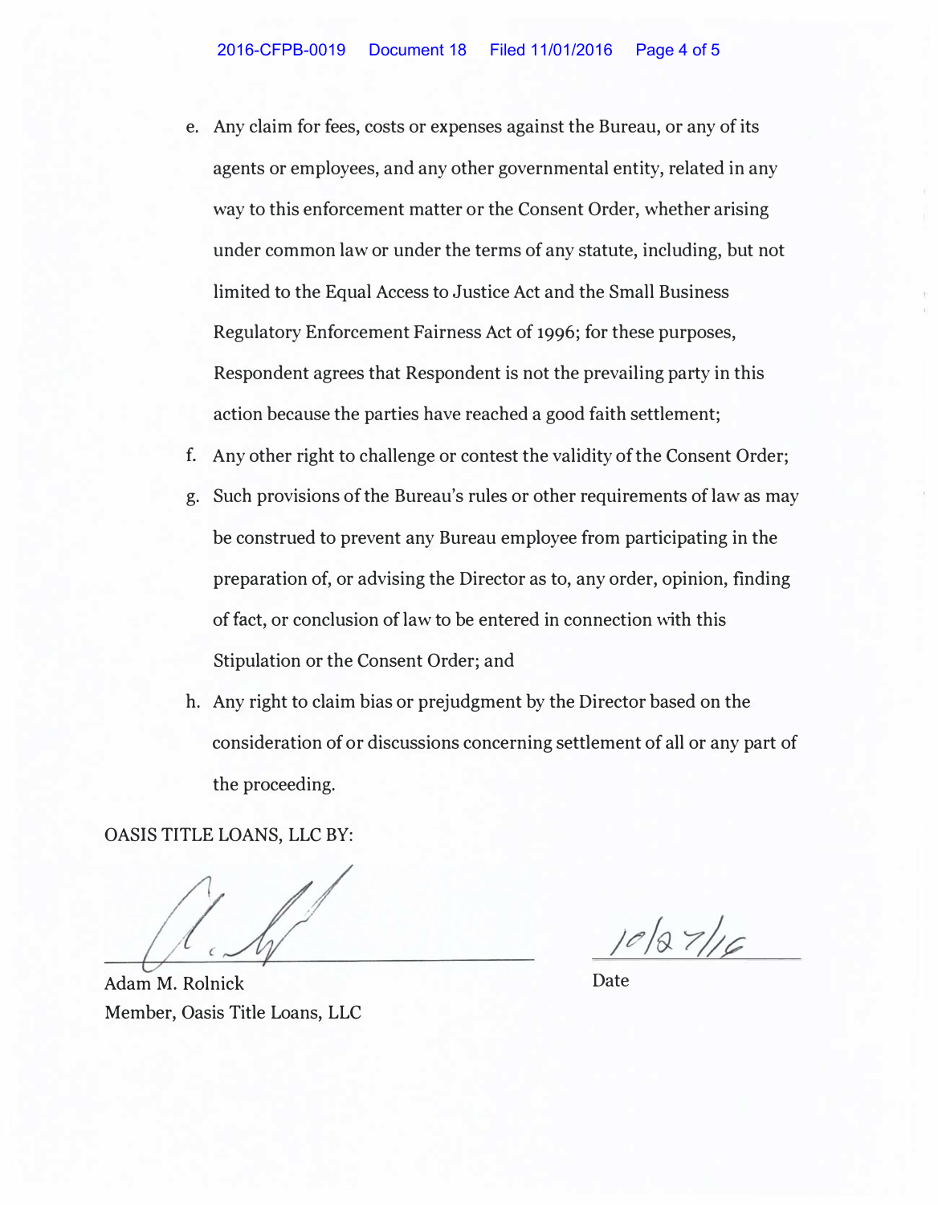e. Any claim for fees, costs or expenses against the Bureau, or any of its agents or employees, and any other governmental entity, related in any way to this enforcement matter or the Consent Order, whether arising under common law or under the terms of any statute, including, but not limited to the Equal Access to Justice Act and the Small Business Regulatory Enforcement Fairness Act of 1996; for these purposes, Respondent agrees that Respondent is not the prevailing party in this action because the parties have reached a good faith settlement;

f. Any other right to challenge or contest the validity of the Consent Order;

g. Such provisions of the Bureau's rules or other requirements of law as may be construed to prevent any Bureau employee from participating in the preparation of, or advising the Director as to, any order, opinion, finding of fact, or conclusion of law to be entered in connection with this Stipulation or the Consent Order; and

h. Any right to claim bias or prejudgment by the Director based on the consideration of or discussions concerning settlement of all or any part of the proceeding.

OASIS TITLE LOANS, LLC BY:

Adam M. Rolnick
Member, Oasis Title Loans, LLC

10/27/16
Date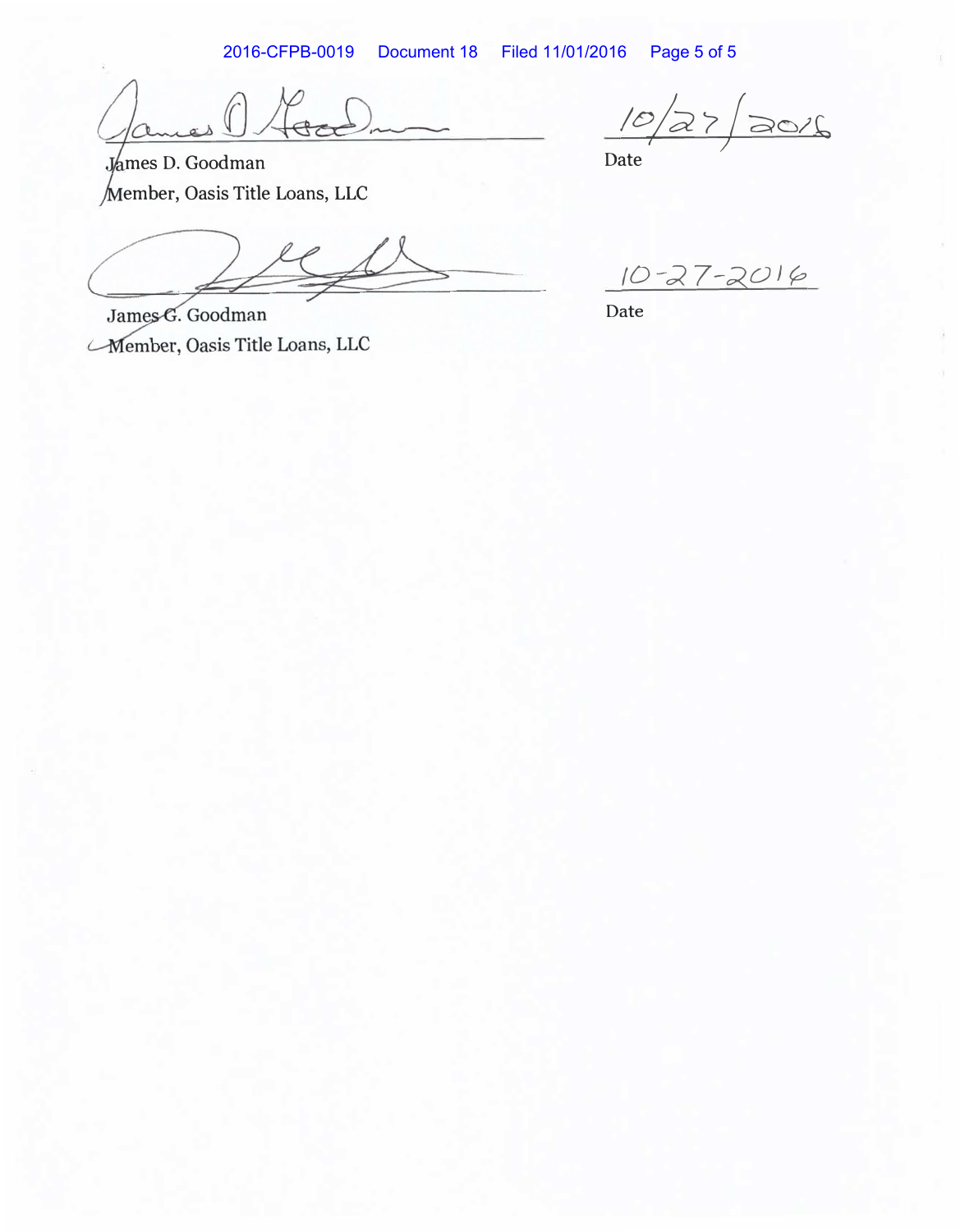James D. Goodman
Member, Oasis Title Loans, LLC

10/27/2016
Date

James G. Goodman
Member, Oasis Title Loans, LLC

10-27-2016
Date